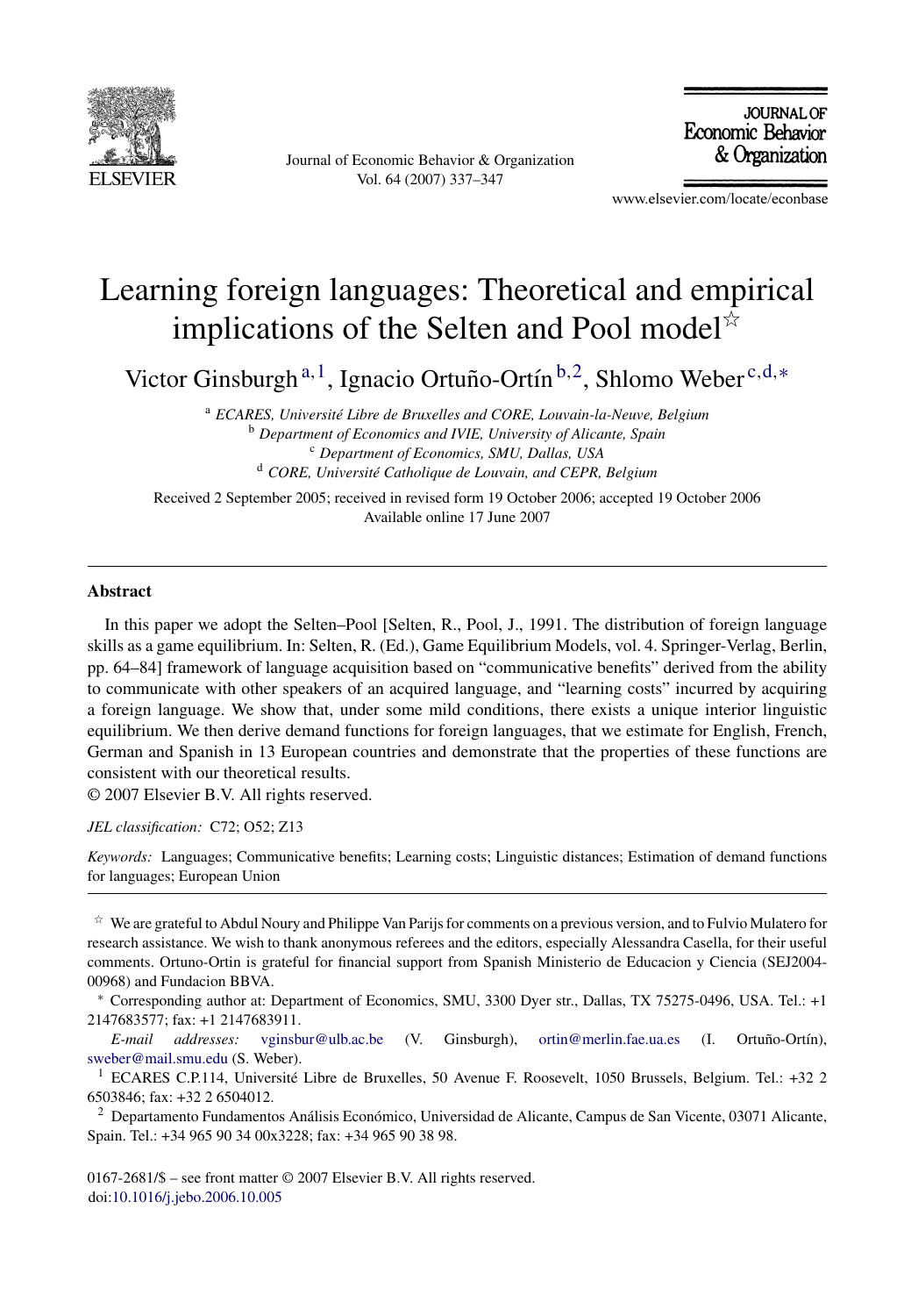# Learning foreign languages: Theoretical and empirical implications of the Selten and Pool model ☆

Victor Ginsburgh [a,1], Ignacio Ortuño-Ortín [b,2], Shlomo Weber [c,d,*]

[a] *ECARES, Université Libre de Bruxelles and CORE, Louvain-la-Neuve, Belgium*
[b] *Department of Economics and IVIE, University of Alicante, Spain*
[c] *Department of Economics, SMU, Dallas, USA*
[d] *CORE, Université Catholique de Louvain, and CEPR, Belgium*

Received 2 September 2005; received in revised form 19 October 2006; accepted 19 October 2006
Available online 17 June 2007

## Abstract

In this paper we adopt the Selten–Pool [Selten, R., Pool, J., 1991. The distribution of foreign language skills as a game equilibrium. In: Selten, R. (Ed.), Game Equilibrium Models, vol. 4. Springer-Verlag, Berlin, pp. 64–84] framework of language acquisition based on "communicative benefits" derived from the ability to communicate with other speakers of an acquired language, and "learning costs" incurred by acquiring a foreign language. We show that, under some mild conditions, there exists a unique interior linguistic equilibrium. We then derive demand functions for foreign languages, that we estimate for English, French, German and Spanish in 13 European countries and demonstrate that the properties of these functions are consistent with our theoretical results.
© 2007 Elsevier B.V. All rights reserved.

*JEL classification:* C72; O52; Z13

*Keywords:* Languages; Communicative benefits; Learning costs; Linguistic distances; Estimation of demand functions for languages; European Union

---

☆ We are grateful to Abdul Noury and Philippe Van Parijs for comments on a previous version, and to Fulvio Mulatero for research assistance. We wish to thank anonymous referees and the editors, especially Alessandra Casella, for their useful comments. Ortuno-Ortin is grateful for financial support from Spanish Ministerio de Educacion y Ciencia (SEJ2004-00968) and Fundacion BBVA.

\* Corresponding author at: Department of Economics, SMU, 3300 Dyer str., Dallas, TX 75275-0496, USA. Tel.: +1 2147683577; fax: +1 2147683911.

*E-mail addresses:* vginsbur@ulb.ac.be (V. Ginsburgh), ortin@merlin.fae.ua.es (I. Ortuño-Ortín), sweber@mail.smu.edu (S. Weber).

[1] ECARES C.P.114, Université Libre de Bruxelles, 50 Avenue F. Roosevelt, 1050 Brussels, Belgium. Tel.: +32 2 6503846; fax: +32 2 6504012.

[2] Departamento Fundamentos Análisis Económico, Universidad de Alicante, Campus de San Vicente, 03071 Alicante, Spain. Tel.: +34 965 90 34 00x3228; fax: +34 965 90 38 98.

0167-2681/$ – see front matter © 2007 Elsevier B.V. All rights reserved.
doi:10.1016/j.jebo.2006.10.005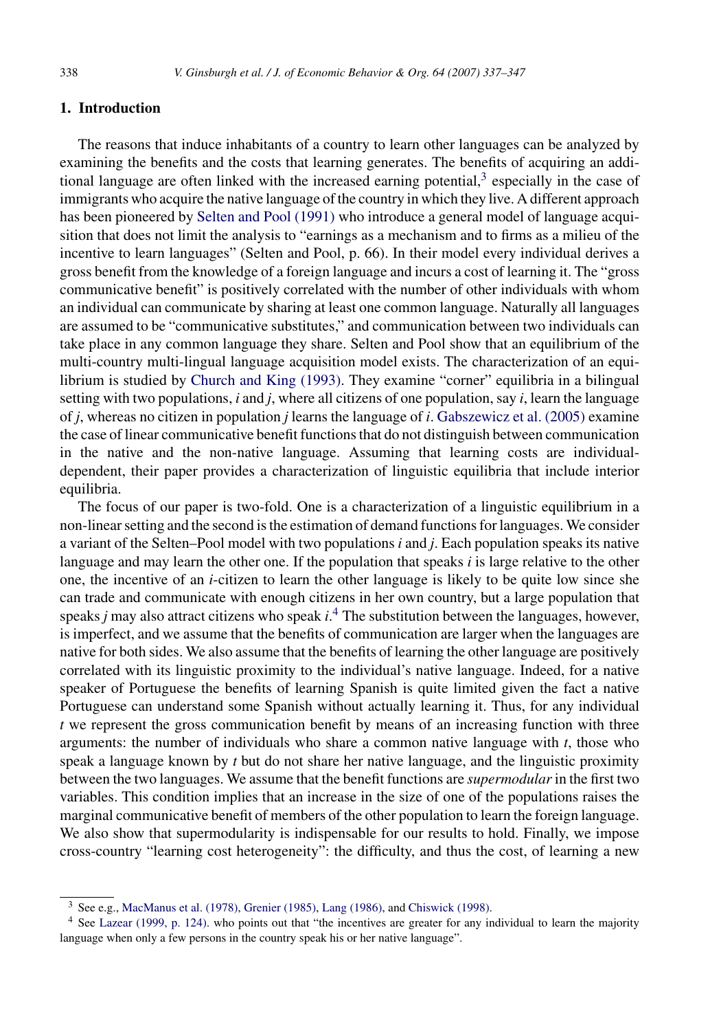## 1. Introduction

The reasons that induce inhabitants of a country to learn other languages can be analyzed by examining the benefits and the costs that learning generates. The benefits of acquiring an additional language are often linked with the increased earning potential,[3] especially in the case of immigrants who acquire the native language of the country in which they live. A different approach has been pioneered by Selten and Pool (1991) who introduce a general model of language acquisition that does not limit the analysis to "earnings as a mechanism and to firms as a milieu of the incentive to learn languages" (Selten and Pool, p. 66). In their model every individual derives a gross benefit from the knowledge of a foreign language and incurs a cost of learning it. The "gross communicative benefit" is positively correlated with the number of other individuals with whom an individual can communicate by sharing at least one common language. Naturally all languages are assumed to be "communicative substitutes," and communication between two individuals can take place in any common language they share. Selten and Pool show that an equilibrium of the multi-country multi-lingual language acquisition model exists. The characterization of an equilibrium is studied by Church and King (1993). They examine "corner" equilibria in a bilingual setting with two populations, $i$ and $j$, where all citizens of one population, say $i$, learn the language of $j$, whereas no citizen in population $j$ learns the language of $i$. Gabszewicz et al. (2005) examine the case of linear communicative benefit functions that do not distinguish between communication in the native and the non-native language. Assuming that learning costs are individual-dependent, their paper provides a characterization of linguistic equilibria that include interior equilibria.

The focus of our paper is two-fold. One is a characterization of a linguistic equilibrium in a non-linear setting and the second is the estimation of demand functions for languages. We consider a variant of the Selten–Pool model with two populations $i$ and $j$. Each population speaks its native language and may learn the other one. If the population that speaks $i$ is large relative to the other one, the incentive of an $i$-citizen to learn the other language is likely to be quite low since she can trade and communicate with enough citizens in her own country, but a large population that speaks $j$ may also attract citizens who speak $i$.[4] The substitution between the languages, however, is imperfect, and we assume that the benefits of communication are larger when the languages are native for both sides. We also assume that the benefits of learning the other language are positively correlated with its linguistic proximity to the individual's native language. Indeed, for a native speaker of Portuguese the benefits of learning Spanish is quite limited given the fact a native Portuguese can understand some Spanish without actually learning it. Thus, for any individual $t$ we represent the gross communication benefit by means of an increasing function with three arguments: the number of individuals who share a common native language with $t$, those who speak a language known by $t$ but do not share her native language, and the linguistic proximity between the two languages. We assume that the benefit functions are *supermodular* in the first two variables. This condition implies that an increase in the size of one of the populations raises the marginal communicative benefit of members of the other population to learn the foreign language. We also show that supermodularity is indispensable for our results to hold. Finally, we impose cross-country "learning cost heterogeneity": the difficulty, and thus the cost, of learning a new

[3] See e.g., MacManus et al. (1978), Grenier (1985), Lang (1986), and Chiswick (1998).

[4] See Lazear (1999, p. 124). who points out that "the incentives are greater for any individual to learn the majority language when only a few persons in the country speak his or her native language".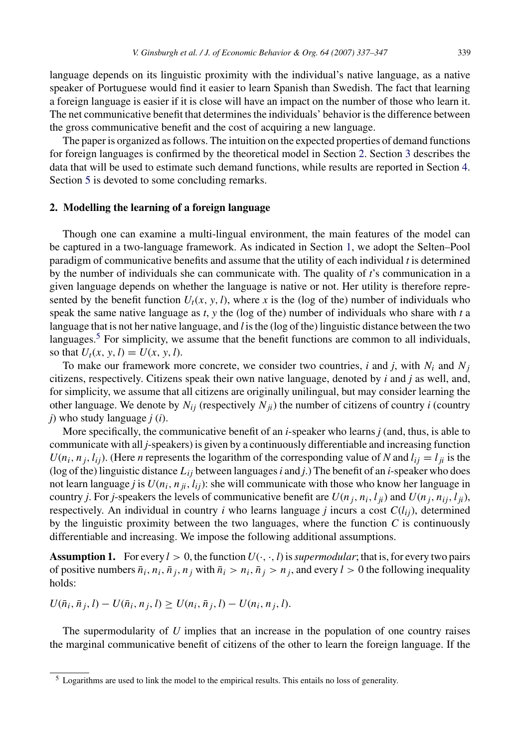language depends on its linguistic proximity with the individual's native language, as a native speaker of Portuguese would find it easier to learn Spanish than Swedish. The fact that learning a foreign language is easier if it is close will have an impact on the number of those who learn it. The net communicative benefit that determines the individuals' behavior is the difference between the gross communicative benefit and the cost of acquiring a new language.

The paper is organized as follows. The intuition on the expected properties of demand functions for foreign languages is confirmed by the theoretical model in Section 2. Section 3 describes the data that will be used to estimate such demand functions, while results are reported in Section 4. Section 5 is devoted to some concluding remarks.

## 2. Modelling the learning of a foreign language

Though one can examine a multi-lingual environment, the main features of the model can be captured in a two-language framework. As indicated in Section 1, we adopt the Selten–Pool paradigm of communicative benefits and assume that the utility of each individual $t$ is determined by the number of individuals she can communicate with. The quality of $t$'s communication in a given language depends on whether the language is native or not. Her utility is therefore represented by the benefit function $U_t(x, y, l)$, where $x$ is the (log of the) number of individuals who speak the same native language as $t$, $y$ the (log of the) number of individuals who share with $t$ a language that is not her native language, and $l$ is the (log of the) linguistic distance between the two languages.[5] For simplicity, we assume that the benefit functions are common to all individuals, so that $U_t(x, y, l) = U(x, y, l)$.

To make our framework more concrete, we consider two countries, $i$ and $j$, with $N_i$ and $N_j$ citizens, respectively. Citizens speak their own native language, denoted by $i$ and $j$ as well, and, for simplicity, we assume that all citizens are originally unilingual, but may consider learning the other language. We denote by $N_{ij}$ (respectively $N_{ji}$) the number of citizens of country $i$ (country $j$) who study language $j$ ($i$).

More specifically, the communicative benefit of an $i$-speaker who learns $j$ (and, thus, is able to communicate with all $j$-speakers) is given by a continuously differentiable and increasing function $U(n_i, n_j, l_{ij})$. (Here $n$ represents the logarithm of the corresponding value of $N$ and $l_{ij} = l_{ji}$ is the (log of the) linguistic distance $L_{ij}$ between languages $i$ and $j$.) The benefit of an $i$-speaker who does not learn language $j$ is $U(n_i, n_{ji}, l_{ij})$: she will communicate with those who know her language in country $j$. For $j$-speakers the levels of communicative benefit are $U(n_j, n_i, l_{ji})$ and $U(n_j, n_{ij}, l_{ji})$, respectively. An individual in country $i$ who learns language $j$ incurs a cost $C(l_{ij})$, determined by the linguistic proximity between the two languages, where the function $C$ is continuously differentiable and increasing. We impose the following additional assumptions.

**Assumption 1.** For every $l > 0$, the function $U(\cdot, \cdot, l)$ is *supermodular*; that is, for every two pairs of positive numbers $\bar{n}_i, n_i, \bar{n}_j, n_j$ with $\bar{n}_i > n_i, \bar{n}_j > n_j$, and every $l > 0$ the following inequality holds:

$$U(\bar{n}_i, \bar{n}_j, l) - U(\bar{n}_i, n_j, l) \geq U(n_i, \bar{n}_j, l) - U(n_i, n_j, l).$$

The supermodularity of $U$ implies that an increase in the population of one country raises the marginal communicative benefit of citizens of the other to learn the foreign language. If the

[5] Logarithms are used to link the model to the empirical results. This entails no loss of generality.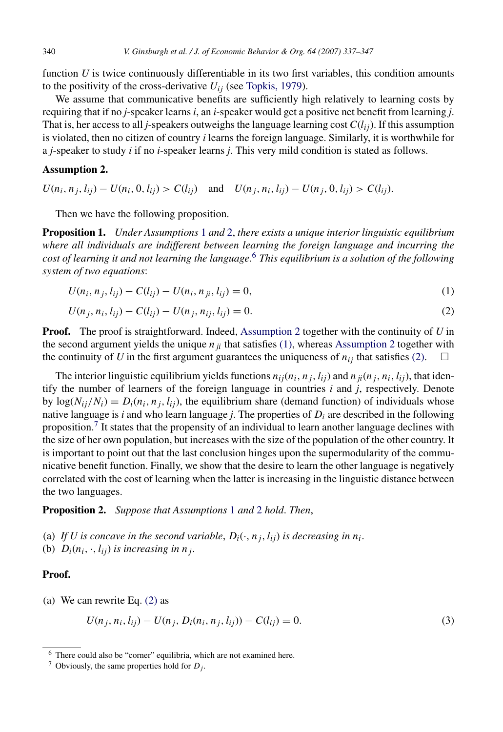function $U$ is twice continuously differentiable in its two first variables, this condition amounts to the positivity of the cross-derivative $U_{ij}$ (see Topkis, 1979).

We assume that communicative benefits are sufficiently high relatively to learning costs by requiring that if no $j$-speaker learns $i$, an $i$-speaker would get a positive net benefit from learning $j$. That is, her access to all $j$-speakers outweighs the language learning cost $C(l_{ij})$. If this assumption is violated, then no citizen of country $i$ learns the foreign language. Similarly, it is worthwhile for a $j$-speaker to study $i$ if no $i$-speaker learns $j$. This very mild condition is stated as follows.

**Assumption 2.**

$$U(n_i, n_j, l_{ij}) - U(n_i, 0, l_{ij}) > C(l_{ij}) \quad \text{and} \quad U(n_j, n_i, l_{ij}) - U(n_j, 0, l_{ij}) > C(l_{ij}).$$

Then we have the following proposition.

**Proposition 1.** *Under Assumptions 1 and 2, there exists a unique interior linguistic equilibrium where all individuals are indifferent between learning the foreign language and incurring the cost of learning it and not learning the language.*[6] *This equilibrium is a solution of the following system of two equations*:

$$U(n_i, n_j, l_{ij}) - C(l_{ij}) - U(n_i, n_{ji}, l_{ij}) = 0, \tag{1}$$

$$U(n_j, n_i, l_{ij}) - C(l_{ij}) - U(n_j, n_{ij}, l_{ij}) = 0. \tag{2}$$

**Proof.** The proof is straightforward. Indeed, Assumption 2 together with the continuity of $U$ in the second argument yields the unique $n_{ji}$ that satisfies (1), whereas Assumption 2 together with the continuity of $U$ in the first argument guarantees the uniqueness of $n_{ij}$ that satisfies (2). □

The interior linguistic equilibrium yields functions $n_{ij}(n_i, n_j, l_{ij})$ and $n_{ji}(n_j, n_i, l_{ij})$, that identify the number of learners of the foreign language in countries $i$ and $j$, respectively. Denote by $\log(N_{ij}/N_i) = D_i(n_i, n_j, l_{ij})$, the equilibrium share (demand function) of individuals whose native language is $i$ and who learn language $j$. The properties of $D_i$ are described in the following proposition.[7] It states that the propensity of an individual to learn another language declines with the size of her own population, but increases with the size of the population of the other country. It is important to point out that the last conclusion hinges upon the supermodularity of the communicative benefit function. Finally, we show that the desire to learn the other language is negatively correlated with the cost of learning when the latter is increasing in the linguistic distance between the two languages.

**Proposition 2.** *Suppose that Assumptions 1 and 2 hold. Then,*

(a) *If $U$ is concave in the second variable, $D_i(\cdot, n_j, l_{ij})$ is decreasing in $n_i$.*
(b) *$D_i(n_i, \cdot, l_{ij})$ is increasing in $n_j$.*

**Proof.**

(a) We can rewrite Eq. (2) as

$$U(n_j, n_i, l_{ij}) - U(n_j, D_i(n_i, n_j, l_{ij})) - C(l_{ij}) = 0. \tag{3}$$

---

[6] There could also be "corner" equilibria, which are not examined here.

[7] Obviously, the same properties hold for $D_j$.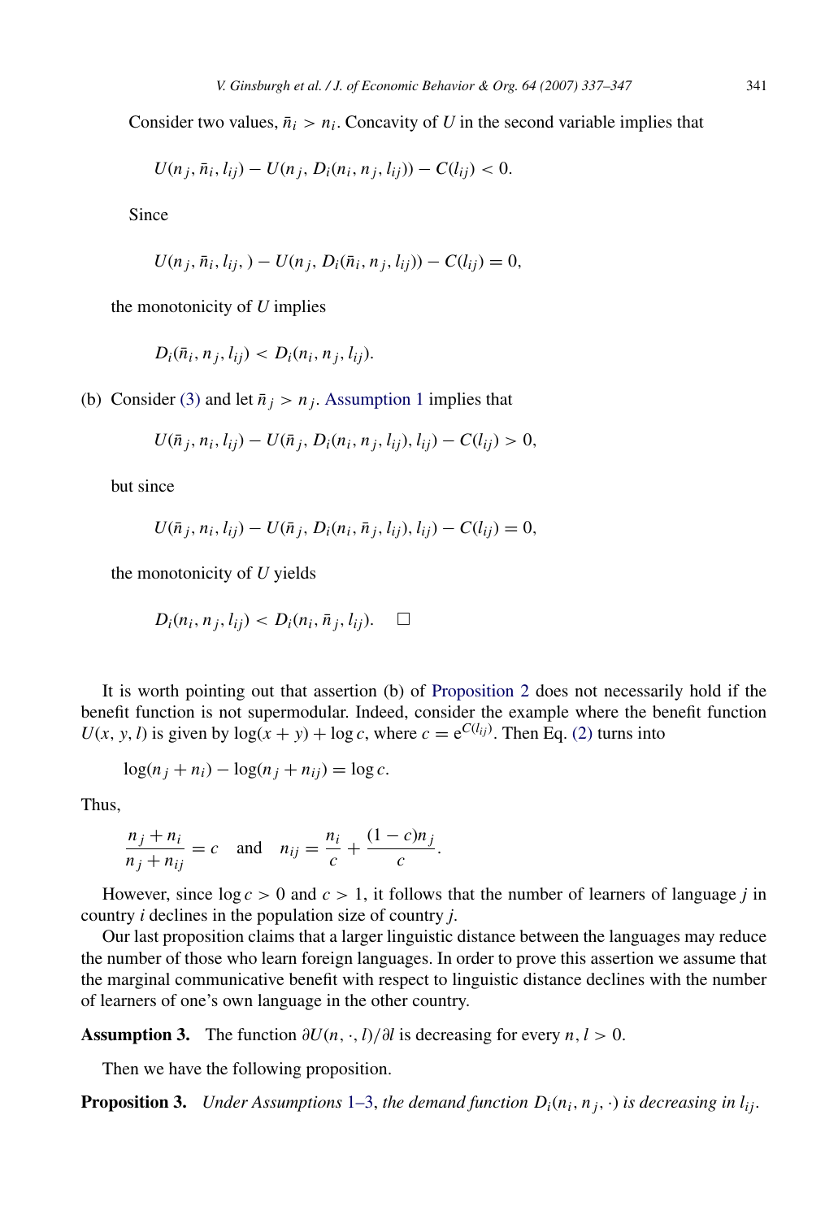Consider two values, $\bar{n}_i > n_i$. Concavity of $U$ in the second variable implies that

$$U(n_j, \bar{n}_i, l_{ij}) - U(n_j, D_i(n_i, n_j, l_{ij})) - C(l_{ij}) < 0.$$

Since

$$U(n_j, \bar{n}_i, l_{ij}, ) - U(n_j, D_i(\bar{n}_i, n_j, l_{ij})) - C(l_{ij}) = 0,$$

the monotonicity of $U$ implies

$$D_i(\bar{n}_i, n_j, l_{ij}) < D_i(n_i, n_j, l_{ij}).$$

(b) Consider (3) and let $\bar{n}_j > n_j$. Assumption 1 implies that

$$U(\bar{n}_j, n_i, l_{ij}) - U(\bar{n}_j, D_i(n_i, n_j, l_{ij}), l_{ij}) - C(l_{ij}) > 0,$$

but since

$$U(\bar{n}_j, n_i, l_{ij}) - U(\bar{n}_j, D_i(n_i, \bar{n}_j, l_{ij}), l_{ij}) - C(l_{ij}) = 0,$$

the monotonicity of $U$ yields

$$D_i(n_i, n_j, l_{ij}) < D_i(n_i, \bar{n}_j, l_{ij}). \quad \square$$

It is worth pointing out that assertion (b) of Proposition 2 does not necessarily hold if the benefit function is not supermodular. Indeed, consider the example where the benefit function $U(x, y, l)$ is given by $\log(x + y) + \log c$, where $c = e^{C(l_{ij})}$. Then Eq. (2) turns into

$$\log(n_j + n_i) - \log(n_j + n_{ij}) = \log c.$$

Thus,

$$\frac{n_j + n_i}{n_j + n_{ij}} = c \quad \text{and} \quad n_{ij} = \frac{n_i}{c} + \frac{(1 - c)n_j}{c}.$$

However, since $\log c > 0$ and $c > 1$, it follows that the number of learners of language $j$ in country $i$ declines in the population size of country $j$.

Our last proposition claims that a larger linguistic distance between the languages may reduce the number of those who learn foreign languages. In order to prove this assertion we assume that the marginal communicative benefit with respect to linguistic distance declines with the number of learners of one's own language in the other country.

**Assumption 3.** The function $\partial U(n, \cdot, l)/\partial l$ is decreasing for every $n, l > 0$.

Then we have the following proposition.

**Proposition 3.** *Under Assumptions 1–3, the demand function $D_i(n_i, n_j, \cdot)$ is decreasing in $l_{ij}$.*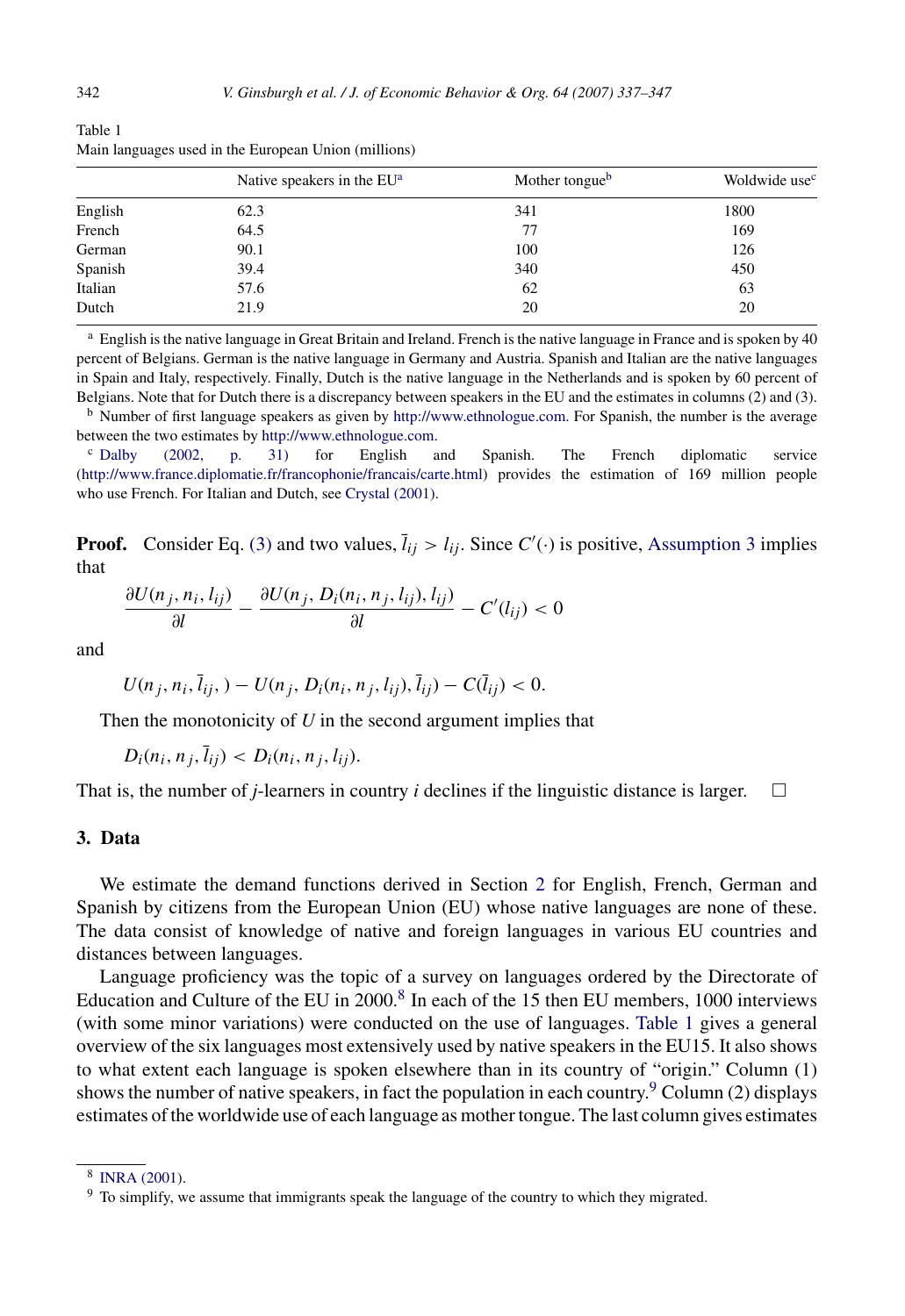Table 1
Main languages used in the European Union (millions)

| | Native speakers in the EU[a] | Mother tongue[b] | Woldwide use[c] |
|---|---|---|---|
| English | 62.3 | 341 | 1800 |
| French | 64.5 | 77 | 169 |
| German | 90.1 | 100 | 126 |
| Spanish | 39.4 | 340 | 450 |
| Italian | 57.6 | 62 | 63 |
| Dutch | 21.9 | 20 | 20 |

[a] English is the native language in Great Britain and Ireland. French is the native language in France and is spoken by 40 percent of Belgians. German is the native language in Germany and Austria. Spanish and Italian are the native languages in Spain and Italy, respectively. Finally, Dutch is the native language in the Netherlands and is spoken by 60 percent of Belgians. Note that for Dutch there is a discrepancy between speakers in the EU and the estimates in columns (2) and (3).

[b] Number of first language speakers as given by http://www.ethnologue.com. For Spanish, the number is the average between the two estimates by http://www.ethnologue.com.

[c] Dalby (2002, p. 31) for English and Spanish. The French diplomatic service (http://www.france.diplomatie.fr/francophonie/francais/carte.html) provides the estimation of 169 million people who use French. For Italian and Dutch, see Crystal (2001).

**Proof.** Consider Eq. (3) and two values, $\bar{l}_{ij} > l_{ij}$. Since $C'(\cdot)$ is positive, Assumption 3 implies that

$$\frac{\partial U(n_j, n_i, l_{ij})}{\partial l} - \frac{\partial U(n_j, D_i(n_i, n_j, l_{ij}), l_{ij})}{\partial l} - C'(l_{ij}) < 0$$

and

$$U(n_j, n_i, \bar{l}_{ij},) - U(n_j, D_i(n_i, n_j, l_{ij}), \bar{l}_{ij}) - C(\bar{l}_{ij}) < 0.$$

Then the monotonicity of $U$ in the second argument implies that

$$D_i(n_i, n_j, \bar{l}_{ij}) < D_i(n_i, n_j, l_{ij}).$$

That is, the number of $j$-learners in country $i$ declines if the linguistic distance is larger. □

## 3. Data

We estimate the demand functions derived in Section 2 for English, French, German and Spanish by citizens from the European Union (EU) whose native languages are none of these. The data consist of knowledge of native and foreign languages in various EU countries and distances between languages.

Language proficiency was the topic of a survey on languages ordered by the Directorate of Education and Culture of the EU in 2000.[8] In each of the 15 then EU members, 1000 interviews (with some minor variations) were conducted on the use of languages. Table 1 gives a general overview of the six languages most extensively used by native speakers in the EU15. It also shows to what extent each language is spoken elsewhere than in its country of "origin." Column (1) shows the number of native speakers, in fact the population in each country.[9] Column (2) displays estimates of the worldwide use of each language as mother tongue. The last column gives estimates

[8] INRA (2001).

[9] To simplify, we assume that immigrants speak the language of the country to which they migrated.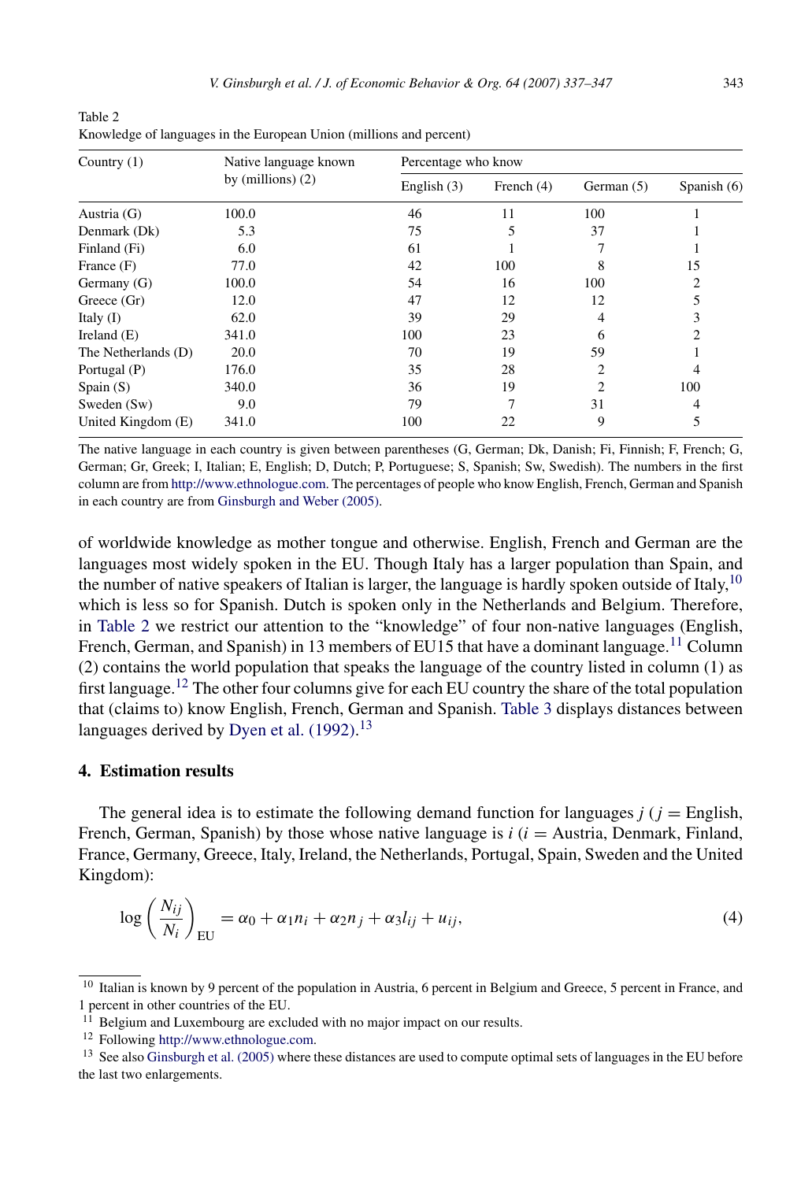Table 2
Knowledge of languages in the European Union (millions and percent)

| Country (1) | Native language known by (millions) (2) | Percentage who know | | | |
|---|---|---|---|---|---|
| | | English (3) | French (4) | German (5) | Spanish (6) |
| Austria (G) | 100.0 | 46 | 11 | 100 | 1 |
| Denmark (Dk) | 5.3 | 75 | 5 | 37 | 1 |
| Finland (Fi) | 6.0 | 61 | 1 | 7 | 1 |
| France (F) | 77.0 | 42 | 100 | 8 | 15 |
| Germany (G) | 100.0 | 54 | 16 | 100 | 2 |
| Greece (Gr) | 12.0 | 47 | 12 | 12 | 5 |
| Italy (I) | 62.0 | 39 | 29 | 4 | 3 |
| Ireland (E) | 341.0 | 100 | 23 | 6 | 2 |
| The Netherlands (D) | 20.0 | 70 | 19 | 59 | 1 |
| Portugal (P) | 176.0 | 35 | 28 | 2 | 4 |
| Spain (S) | 340.0 | 36 | 19 | 2 | 100 |
| Sweden (Sw) | 9.0 | 79 | 7 | 31 | 4 |
| United Kingdom (E) | 341.0 | 100 | 22 | 9 | 5 |

The native language in each country is given between parentheses (G, German; Dk, Danish; Fi, Finnish; F, French; G, German; Gr, Greek; I, Italian; E, English; D, Dutch; P, Portuguese; S, Spanish; Sw, Swedish). The numbers in the first column are from http://www.ethnologue.com. The percentages of people who know English, French, German and Spanish in each country are from Ginsburgh and Weber (2005).

of worldwide knowledge as mother tongue and otherwise. English, French and German are the languages most widely spoken in the EU. Though Italy has a larger population than Spain, and the number of native speakers of Italian is larger, the language is hardly spoken outside of Italy,[10] which is less so for Spanish. Dutch is spoken only in the Netherlands and Belgium. Therefore, in Table 2 we restrict our attention to the "knowledge" of four non-native languages (English, French, German, and Spanish) in 13 members of EU15 that have a dominant language.[11] Column (2) contains the world population that speaks the language of the country listed in column (1) as first language.[12] The other four columns give for each EU country the share of the total population that (claims to) know English, French, German and Spanish. Table 3 displays distances between languages derived by Dyen et al. (1992).[13]

## 4. Estimation results

The general idea is to estimate the following demand function for languages $j$ ($j$ = English, French, German, Spanish) by those whose native language is $i$ ($i$ = Austria, Denmark, Finland, France, Germany, Greece, Italy, Ireland, the Netherlands, Portugal, Spain, Sweden and the United Kingdom):

$$\log\left(\frac{N_{ij}}{N_i}\right)_{\text{EU}} = \alpha_0 + \alpha_1 n_i + \alpha_2 n_j + \alpha_3 l_{ij} + u_{ij}, \tag{4}$$

[10] Italian is known by 9 percent of the population in Austria, 6 percent in Belgium and Greece, 5 percent in France, and 1 percent in other countries of the EU.

[11] Belgium and Luxembourg are excluded with no major impact on our results.

[12] Following http://www.ethnologue.com.

[13] See also Ginsburgh et al. (2005) where these distances are used to compute optimal sets of languages in the EU before the last two enlargements.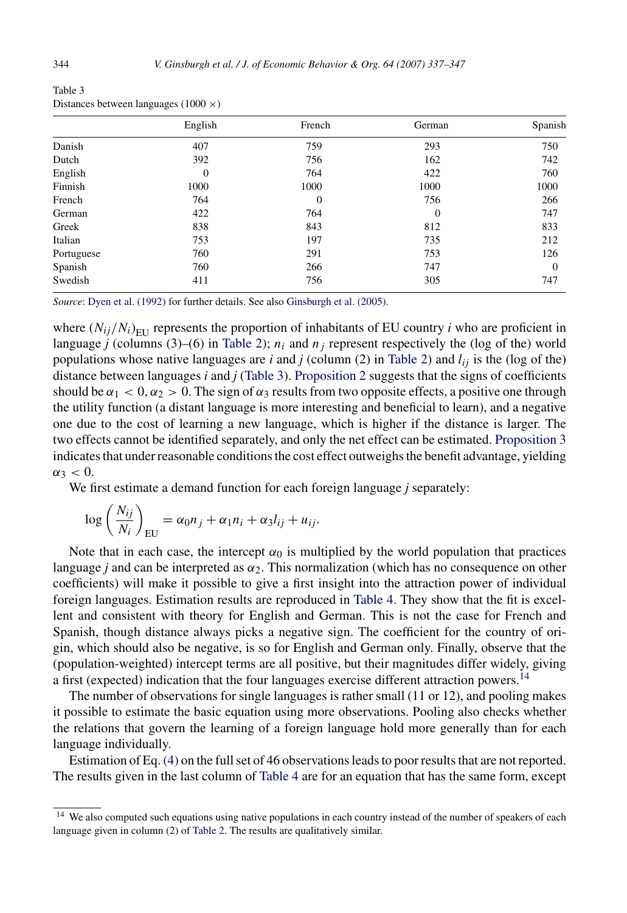Table 3
Distances between languages (1000 ×)

| | English | French | German | Spanish |
|---|---|---|---|---|
| Danish | 407 | 759 | 293 | 750 |
| Dutch | 392 | 756 | 162 | 742 |
| English | 0 | 764 | 422 | 760 |
| Finnish | 1000 | 1000 | 1000 | 1000 |
| French | 764 | 0 | 756 | 266 |
| German | 422 | 764 | 0 | 747 |
| Greek | 838 | 843 | 812 | 833 |
| Italian | 753 | 197 | 735 | 212 |
| Portuguese | 760 | 291 | 753 | 126 |
| Spanish | 760 | 266 | 747 | 0 |
| Swedish | 411 | 756 | 305 | 747 |

*Source*: Dyen et al. (1992) for further details. See also Ginsburgh et al. (2005).

where $(N_{ij}/N_i)_{\text{EU}}$ represents the proportion of inhabitants of EU country *i* who are proficient in language *j* (columns (3)–(6) in Table 2); $n_i$ and $n_j$ represent respectively the (log of the) world populations whose native languages are *i* and *j* (column (2) in Table 2) and $l_{ij}$ is the (log of the) distance between languages *i* and *j* (Table 3). Proposition 2 suggests that the signs of coefficients should be $\alpha_1 < 0, \alpha_2 > 0$. The sign of $\alpha_3$ results from two opposite effects, a positive one through the utility function (a distant language is more interesting and beneficial to learn), and a negative one due to the cost of learning a new language, which is higher if the distance is larger. The two effects cannot be identified separately, and only the net effect can be estimated. Proposition 3 indicates that under reasonable conditions the cost effect outweighs the benefit advantage, yielding $\alpha_3 < 0$.

We first estimate a demand function for each foreign language *j* separately:

$$\log\left(\frac{N_{ij}}{N_i}\right)_{\text{EU}} = \alpha_0 n_j + \alpha_1 n_i + \alpha_3 l_{ij} + u_{ij}.$$

Note that in each case, the intercept $\alpha_0$ is multiplied by the world population that practices language *j* and can be interpreted as $\alpha_2$. This normalization (which has no consequence on other coefficients) will make it possible to give a first insight into the attraction power of individual foreign languages. Estimation results are reproduced in Table 4. They show that the fit is excellent and consistent with theory for English and German. This is not the case for French and Spanish, though distance always picks a negative sign. The coefficient for the country of origin, which should also be negative, is so for English and German only. Finally, observe that the (population-weighted) intercept terms are all positive, but their magnitudes differ widely, giving a first (expected) indication that the four languages exercise different attraction powers.[14]

The number of observations for single languages is rather small (11 or 12), and pooling makes it possible to estimate the basic equation using more observations. Pooling also checks whether the relations that govern the learning of a foreign language hold more generally than for each language individually.

Estimation of Eq. (4) on the full set of 46 observations leads to poor results that are not reported. The results given in the last column of Table 4 are for an equation that has the same form, except

[14] We also computed such equations using native populations in each country instead of the number of speakers of each language given in column (2) of Table 2. The results are qualitatively similar.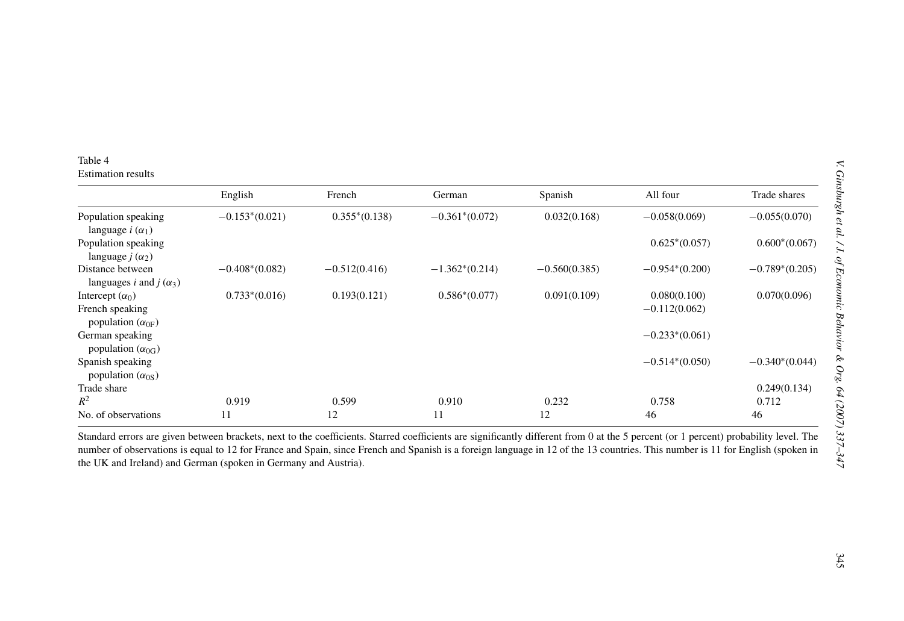Table 4
Estimation results

| | English | French | German | Spanish | All four | Trade shares |
|---|---|---|---|---|---|---|
| Population speaking language $i$ ($\alpha_1$) | −0.153*(0.021) | 0.355*(0.138) | −0.361*(0.072) | 0.032(0.168) | −0.058(0.069) | −0.055(0.070) |
| Population speaking language $j$ ($\alpha_2$) | | | | | 0.625*(0.057) | 0.600*(0.067) |
| Distance between languages $i$ and $j$ ($\alpha_3$) | −0.408*(0.082) | −0.512(0.416) | −1.362*(0.214) | −0.560(0.385) | −0.954*(0.200) | −0.789*(0.205) |
| Intercept ($\alpha_0$) | 0.733*(0.016) | 0.193(0.121) | 0.586*(0.077) | 0.091(0.109) | 0.080(0.100) | 0.070(0.096) |
| French speaking population ($\alpha_{0\text{F}}$) | | | | | −0.112(0.062) | |
| German speaking population ($\alpha_{0\text{G}}$) | | | | | −0.233*(0.061) | |
| Spanish speaking population ($\alpha_{0\text{S}}$) | | | | | −0.514*(0.050) | −0.340*(0.044) |
| Trade share | | | | | | 0.249(0.134) |
| $R^2$ | 0.919 | 0.599 | 0.910 | 0.232 | 0.758 | 0.712 |
| No. of observations | 11 | 12 | 11 | 12 | 46 | 46 |

Standard errors are given between brackets, next to the coefficients. Starred coefficients are significantly different from 0 at the 5 percent (or 1 percent) probability level. The number of observations is equal to 12 for France and Spain, since French and Spanish is a foreign language in 12 of the 13 countries. This number is 11 for English (spoken in the UK and Ireland) and German (spoken in Germany and Austria).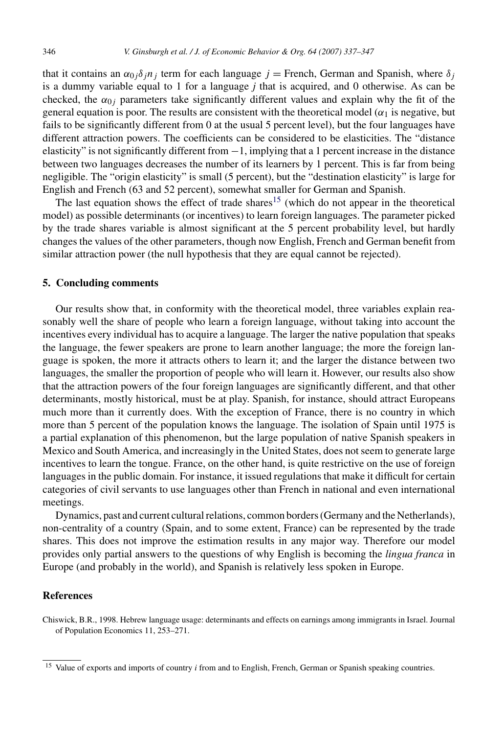that it contains an $\alpha_{0j}\delta_j n_j$ term for each language $j$ = French, German and Spanish, where $\delta_j$ is a dummy variable equal to 1 for a language $j$ that is acquired, and 0 otherwise. As can be checked, the $\alpha_{0j}$ parameters take significantly different values and explain why the fit of the general equation is poor. The results are consistent with the theoretical model ($\alpha_1$ is negative, but fails to be significantly different from 0 at the usual 5 percent level), but the four languages have different attraction powers. The coefficients can be considered to be elasticities. The "distance elasticity" is not significantly different from −1, implying that a 1 percent increase in the distance between two languages decreases the number of its learners by 1 percent. This is far from being negligible. The "origin elasticity" is small (5 percent), but the "destination elasticity" is large for English and French (63 and 52 percent), somewhat smaller for German and Spanish.

The last equation shows the effect of trade shares[15] (which do not appear in the theoretical model) as possible determinants (or incentives) to learn foreign languages. The parameter picked by the trade shares variable is almost significant at the 5 percent probability level, but hardly changes the values of the other parameters, though now English, French and German benefit from similar attraction power (the null hypothesis that they are equal cannot be rejected).

## 5. Concluding comments

Our results show that, in conformity with the theoretical model, three variables explain reasonably well the share of people who learn a foreign language, without taking into account the incentives every individual has to acquire a language. The larger the native population that speaks the language, the fewer speakers are prone to learn another language; the more the foreign language is spoken, the more it attracts others to learn it; and the larger the distance between two languages, the smaller the proportion of people who will learn it. However, our results also show that the attraction powers of the four foreign languages are significantly different, and that other determinants, mostly historical, must be at play. Spanish, for instance, should attract Europeans much more than it currently does. With the exception of France, there is no country in which more than 5 percent of the population knows the language. The isolation of Spain until 1975 is a partial explanation of this phenomenon, but the large population of native Spanish speakers in Mexico and South America, and increasingly in the United States, does not seem to generate large incentives to learn the tongue. France, on the other hand, is quite restrictive on the use of foreign languages in the public domain. For instance, it issued regulations that make it difficult for certain categories of civil servants to use languages other than French in national and even international meetings.

Dynamics, past and current cultural relations, common borders (Germany and the Netherlands), non-centrality of a country (Spain, and to some extent, France) can be represented by the trade shares. This does not improve the estimation results in any major way. Therefore our model provides only partial answers to the questions of why English is becoming the *lingua franca* in Europe (and probably in the world), and Spanish is relatively less spoken in Europe.

## References

Chiswick, B.R., 1998. Hebrew language usage: determinants and effects on earnings among immigrants in Israel. Journal of Population Economics 11, 253–271.

[15] Value of exports and imports of country $i$ from and to English, French, German or Spanish speaking countries.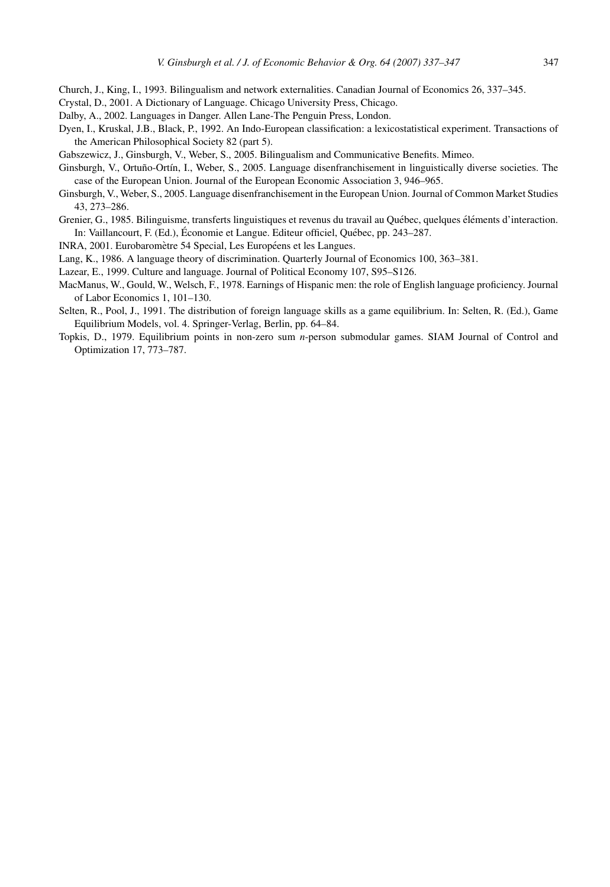Church, J., King, I., 1993. Bilingualism and network externalities. Canadian Journal of Economics 26, 337–345.

Crystal, D., 2001. A Dictionary of Language. Chicago University Press, Chicago.

Dalby, A., 2002. Languages in Danger. Allen Lane-The Penguin Press, London.

Dyen, I., Kruskal, J.B., Black, P., 1992. An Indo-European classification: a lexicostatistical experiment. Transactions of the American Philosophical Society 82 (part 5).

Gabszewicz, J., Ginsburgh, V., Weber, S., 2005. Bilingualism and Communicative Benefits. Mimeo.

Ginsburgh, V., Ortuño-Ortín, I., Weber, S., 2005. Language disenfranchisement in linguistically diverse societies. The case of the European Union. Journal of the European Economic Association 3, 946–965.

Ginsburgh, V., Weber, S., 2005. Language disenfranchisement in the European Union. Journal of Common Market Studies 43, 273–286.

Grenier, G., 1985. Bilinguisme, transferts linguistiques et revenus du travail au Québec, quelques éléments d'interaction. In: Vaillancourt, F. (Ed.), Économie et Langue. Editeur officiel, Québec, pp. 243–287.

INRA, 2001. Eurobaromètre 54 Special, Les Européens et les Langues.

Lang, K., 1986. A language theory of discrimination. Quarterly Journal of Economics 100, 363–381.

Lazear, E., 1999. Culture and language. Journal of Political Economy 107, S95–S126.

MacManus, W., Gould, W., Welsch, F., 1978. Earnings of Hispanic men: the role of English language proficiency. Journal of Labor Economics 1, 101–130.

Selten, R., Pool, J., 1991. The distribution of foreign language skills as a game equilibrium. In: Selten, R. (Ed.), Game Equilibrium Models, vol. 4. Springer-Verlag, Berlin, pp. 64–84.

Topkis, D., 1979. Equilibrium points in non-zero sum *n*-person submodular games. SIAM Journal of Control and Optimization 17, 773–787.